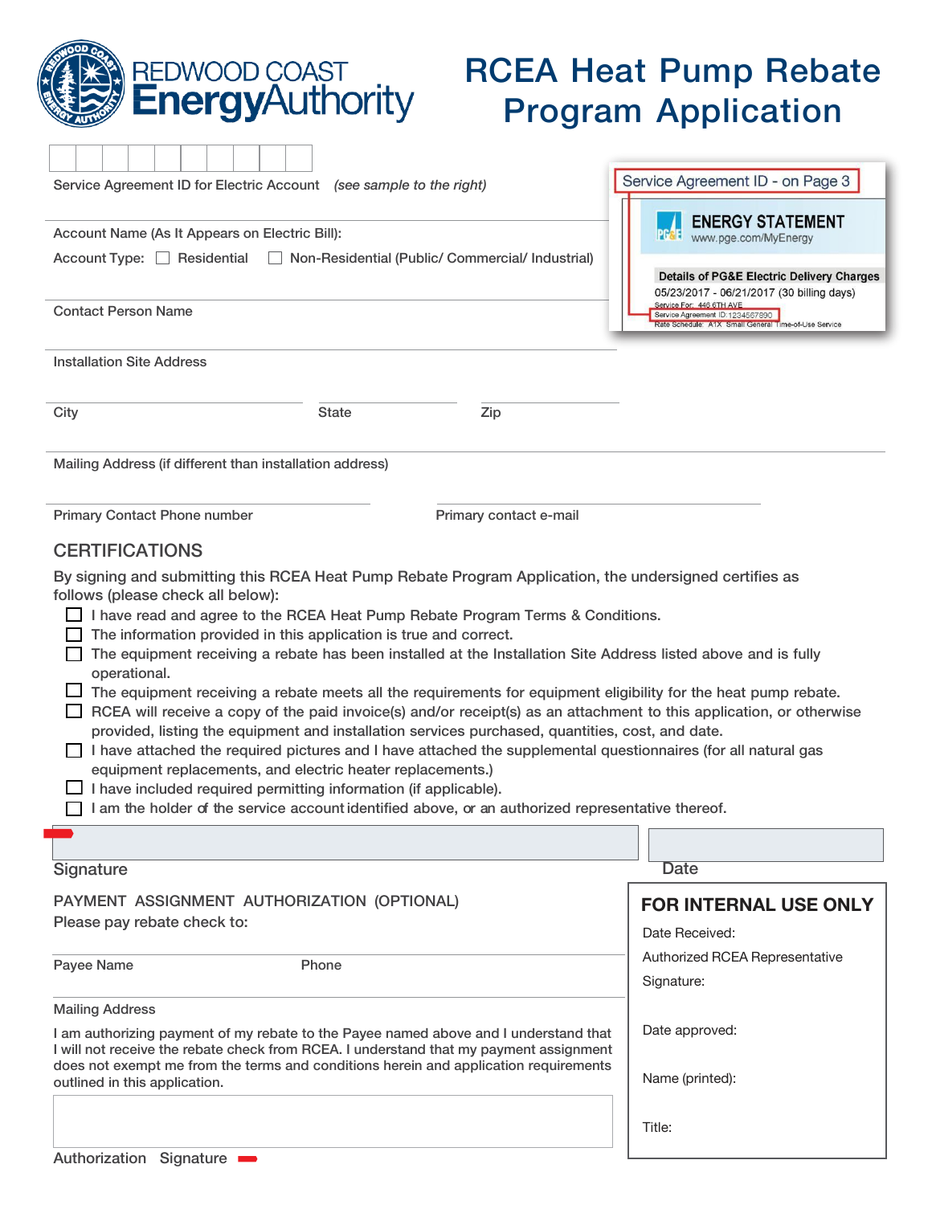# RCEA Heat Pump Rebate Program Application

REDWOOD COAST EnergyAuthority

Service Agreement ID for Electric Account *(see sample to the right)*

Service Agreement ID - on Page 3

ENERGY STATEMENT
www.pge.com/MyEnergy

Details of PG&E Electric Delivery Charges
05/23/2017 - 06/21/2017 (30 billing days)
Service For: 446 6TH AVE
Service Agreement ID: 1234567890
Rate Schedule: A1X Small General Time-of-Use Service

Account Name (As It Appears on Electric Bill):

Account Type: ☐ Residential ☐ Non-Residential (Public/ Commercial/ Industrial)

Contact Person Name

Installation Site Address

City

State

Zip

Mailing Address (if different than installation address)

Primary Contact Phone number

Primary contact e-mail

## CERTIFICATIONS

By signing and submitting this RCEA Heat Pump Rebate Program Application, the undersigned certifies as follows (please check all below):

- ☐ I have read and agree to the RCEA Heat Pump Rebate Program Terms & Conditions.
- ☐ The information provided in this application is true and correct.
- ☐ The equipment receiving a rebate has been installed at the Installation Site Address listed above and is fully operational.
- ☐ The equipment receiving a rebate meets all the requirements for equipment eligibility for the heat pump rebate.
- ☐ RCEA will receive a copy of the paid invoice(s) and/or receipt(s) as an attachment to this application, or otherwise provided, listing the equipment and installation services purchased, quantities, cost, and date.
- ☐ I have attached the required pictures and I have attached the supplemental questionnaires (for all natural gas equipment replacements, and electric heater replacements.)
- ☐ I have included required permitting information (if applicable).
- ☐ I am the holder of the service account identified above, or an authorized representative thereof.

Signature

Date

## PAYMENT ASSIGNMENT AUTHORIZATION (OPTIONAL)

Please pay rebate check to:

Payee Name

Phone

Mailing Address

I am authorizing payment of my rebate to the Payee named above and I understand that I will not receive the rebate check from RCEA. I understand that my payment assignment does not exempt me from the terms and conditions herein and application requirements outlined in this application.

Authorization Signature

## FOR INTERNAL USE ONLY

Date Received:

Authorized RCEA Representative Signature:

Date approved:

Name (printed):

Title: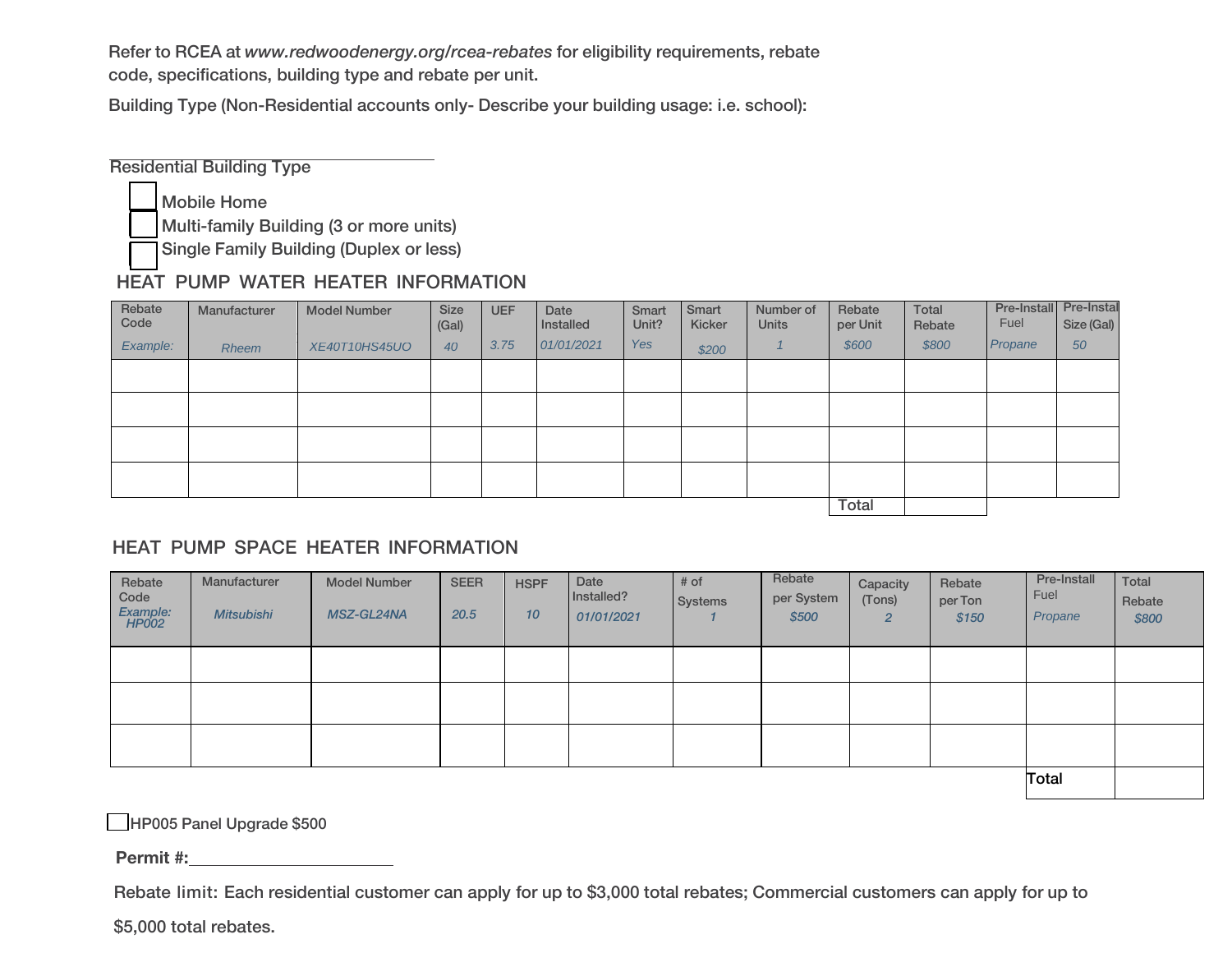Refer to RCEA at *www.redwoodenergy.org/rcea-rebates* for eligibility requirements, rebate code, specifications, building type and rebate per unit.

Building Type (Non-Residential accounts only- Describe your building usage: i.e. school):

\_\_\_\_\_\_\_\_\_\_\_\_\_\_\_\_\_\_\_\_\_\_\_\_\_\_\_\_\_\_

Residential Building Type

- ☐ Mobile Home
- ☐ Multi-family Building (3 or more units)
- ☐ Single Family Building (Duplex or less)

## HEAT PUMP WATER HEATER INFORMATION

| Rebate Code | Manufacturer | Model Number | Size (Gal) | UEF | Date Installed | Smart Unit? | Smart Kicker | Number of Units | Rebate per Unit | Total Rebate | Pre-Install Fuel | Pre-Install Size (Gal) |
|---|---|---|---|---|---|---|---|---|---|---|---|---|
| *Example:* | *Rheem* | *XE40T10HS45UO* | *40* | *3.75* | *01/01/2021* | *Yes* | *$200* | *1* | *$600* | *$800* | *Propane* | *50* |
| | | | | | | | | | | | | |
| | | | | | | | | | | | | |
| | | | | | | | | | | | | |
| | | | | | | | | | | | | |
| | | | | | | | | | Total | | | |

## HEAT PUMP SPACE HEATER INFORMATION

| Rebate Code | Manufacturer | Model Number | SEER | HSPF | Date Installed? | # of Systems | Rebate per System | Capacity (Tons) | Rebate per Ton | Pre-Install Fuel | Total Rebate |
|---|---|---|---|---|---|---|---|---|---|---|---|
| *Example: HP002* | *Mitsubishi* | *MSZ-GL24NA* | *20.5* | *10* | *01/01/2021* | *1* | *$500* | *2* | *$150* | *Propane* | *$800* |
| | | | | | | | | | | | |
| | | | | | | | | | | | |
| | | | | | | | | | | | |
| | | | | | | | | | | Total | |

☐ HP005 Panel Upgrade $500

**Permit #:**\_\_\_\_\_\_\_\_\_\_\_\_\_\_\_\_\_\_\_\_\_\_

Rebate limit: Each residential customer can apply for up to $3,000 total rebates; Commercial customers can apply for up to $5,000 total rebates.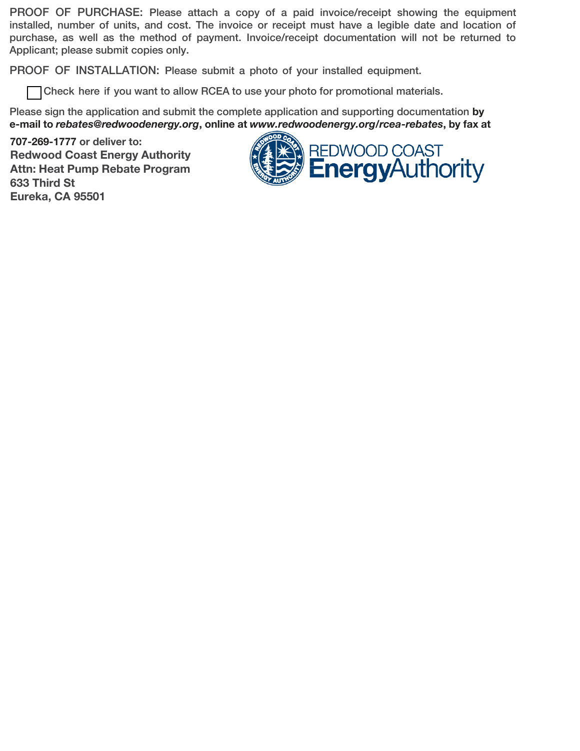PROOF OF PURCHASE: Please attach a copy of a paid invoice/receipt showing the equipment installed, number of units, and cost. The invoice or receipt must have a legible date and location of purchase, as well as the method of payment. Invoice/receipt documentation will not be returned to Applicant; please submit copies only.

PROOF OF INSTALLATION: Please submit a photo of your installed equipment.

☐ Check here if you want to allow RCEA to use your photo for promotional materials.

Please sign the application and submit the complete application and supporting documentation **by e-mail to *rebates@redwoodenergy.org*, online at *www.redwoodenergy.org/rcea-rebates*, by fax at 707-269-1777** or deliver to:

**Redwood Coast Energy Authority**
**Attn: Heat Pump Rebate Program**
**633 Third St**
**Eureka, CA 95501**

REDWOOD COAST EnergyAuthority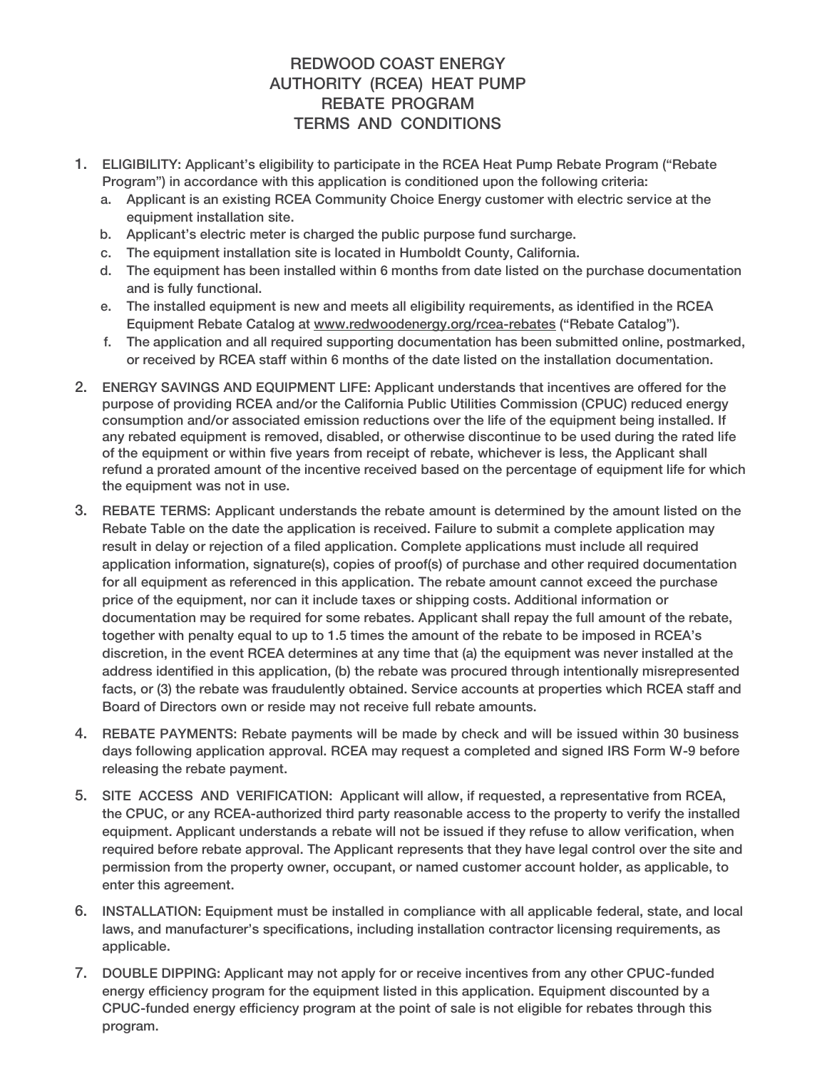# REDWOOD COAST ENERGY AUTHORITY (RCEA) HEAT PUMP REBATE PROGRAM TERMS AND CONDITIONS

1. ELIGIBILITY: Applicant's eligibility to participate in the RCEA Heat Pump Rebate Program ("Rebate Program") in accordance with this application is conditioned upon the following criteria:
   a. Applicant is an existing RCEA Community Choice Energy customer with electric service at the equipment installation site.
   b. Applicant's electric meter is charged the public purpose fund surcharge.
   c. The equipment installation site is located in Humboldt County, California.
   d. The equipment has been installed within 6 months from date listed on the purchase documentation and is fully functional.
   e. The installed equipment is new and meets all eligibility requirements, as identified in the RCEA Equipment Rebate Catalog at www.redwoodenergy.org/rcea-rebates ("Rebate Catalog").
   f. The application and all required supporting documentation has been submitted online, postmarked, or received by RCEA staff within 6 months of the date listed on the installation documentation.

2. ENERGY SAVINGS AND EQUIPMENT LIFE: Applicant understands that incentives are offered for the purpose of providing RCEA and/or the California Public Utilities Commission (CPUC) reduced energy consumption and/or associated emission reductions over the life of the equipment being installed. If any rebated equipment is removed, disabled, or otherwise discontinue to be used during the rated life of the equipment or within five years from receipt of rebate, whichever is less, the Applicant shall refund a prorated amount of the incentive received based on the percentage of equipment life for which the equipment was not in use.

3. REBATE TERMS: Applicant understands the rebate amount is determined by the amount listed on the Rebate Table on the date the application is received. Failure to submit a complete application may result in delay or rejection of a filed application. Complete applications must include all required application information, signature(s), copies of proof(s) of purchase and other required documentation for all equipment as referenced in this application. The rebate amount cannot exceed the purchase price of the equipment, nor can it include taxes or shipping costs. Additional information or documentation may be required for some rebates. Applicant shall repay the full amount of the rebate, together with penalty equal to up to 1.5 times the amount of the rebate to be imposed in RCEA's discretion, in the event RCEA determines at any time that (a) the equipment was never installed at the address identified in this application, (b) the rebate was procured through intentionally misrepresented facts, or (3) the rebate was fraudulently obtained. Service accounts at properties which RCEA staff and Board of Directors own or reside may not receive full rebate amounts.

4. REBATE PAYMENTS: Rebate payments will be made by check and will be issued within 30 business days following application approval. RCEA may request a completed and signed IRS Form W-9 before releasing the rebate payment.

5. SITE ACCESS AND VERIFICATION: Applicant will allow, if requested, a representative from RCEA, the CPUC, or any RCEA-authorized third party reasonable access to the property to verify the installed equipment. Applicant understands a rebate will not be issued if they refuse to allow verification, when required before rebate approval. The Applicant represents that they have legal control over the site and permission from the property owner, occupant, or named customer account holder, as applicable, to enter this agreement.

6. INSTALLATION: Equipment must be installed in compliance with all applicable federal, state, and local laws, and manufacturer's specifications, including installation contractor licensing requirements, as applicable.

7. DOUBLE DIPPING: Applicant may not apply for or receive incentives from any other CPUC-funded energy efficiency program for the equipment listed in this application. Equipment discounted by a CPUC-funded energy efficiency program at the point of sale is not eligible for rebates through this program.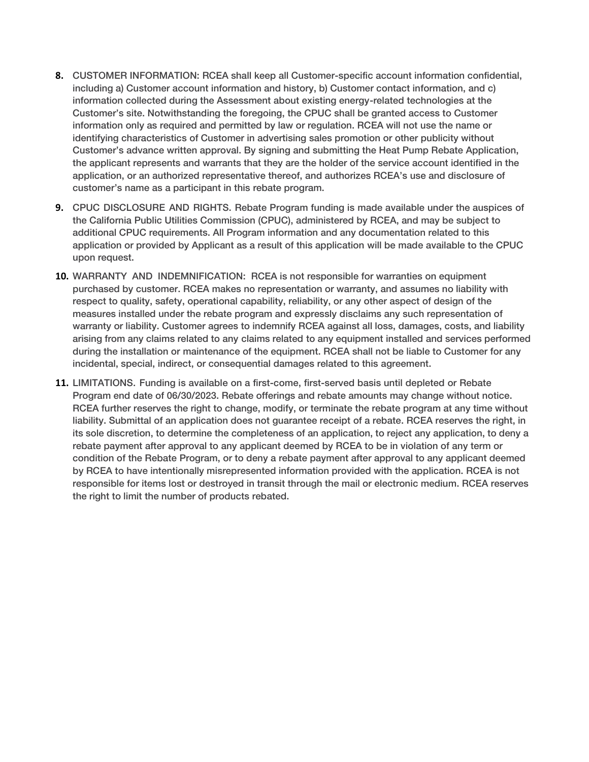8. CUSTOMER INFORMATION: RCEA shall keep all Customer-specific account information confidential, including a) Customer account information and history, b) Customer contact information, and c) information collected during the Assessment about existing energy-related technologies at the Customer's site. Notwithstanding the foregoing, the CPUC shall be granted access to Customer information only as required and permitted by law or regulation. RCEA will not use the name or identifying characteristics of Customer in advertising sales promotion or other publicity without Customer's advance written approval. By signing and submitting the Heat Pump Rebate Application, the applicant represents and warrants that they are the holder of the service account identified in the application, or an authorized representative thereof, and authorizes RCEA's use and disclosure of customer's name as a participant in this rebate program.

9. CPUC DISCLOSURE AND RIGHTS. Rebate Program funding is made available under the auspices of the California Public Utilities Commission (CPUC), administered by RCEA, and may be subject to additional CPUC requirements. All Program information and any documentation related to this application or provided by Applicant as a result of this application will be made available to the CPUC upon request.

10. WARRANTY AND INDEMNIFICATION: RCEA is not responsible for warranties on equipment purchased by customer. RCEA makes no representation or warranty, and assumes no liability with respect to quality, safety, operational capability, reliability, or any other aspect of design of the measures installed under the rebate program and expressly disclaims any such representation of warranty or liability. Customer agrees to indemnify RCEA against all loss, damages, costs, and liability arising from any claims related to any claims related to any equipment installed and services performed during the installation or maintenance of the equipment. RCEA shall not be liable to Customer for any incidental, special, indirect, or consequential damages related to this agreement.

11. LIMITATIONS. Funding is available on a first-come, first-served basis until depleted or Rebate Program end date of 06/30/2023. Rebate offerings and rebate amounts may change without notice. RCEA further reserves the right to change, modify, or terminate the rebate program at any time without liability. Submittal of an application does not guarantee receipt of a rebate. RCEA reserves the right, in its sole discretion, to determine the completeness of an application, to reject any application, to deny a rebate payment after approval to any applicant deemed by RCEA to be in violation of any term or condition of the Rebate Program, or to deny a rebate payment after approval to any applicant deemed by RCEA to have intentionally misrepresented information provided with the application. RCEA is not responsible for items lost or destroyed in transit through the mail or electronic medium. RCEA reserves the right to limit the number of products rebated.